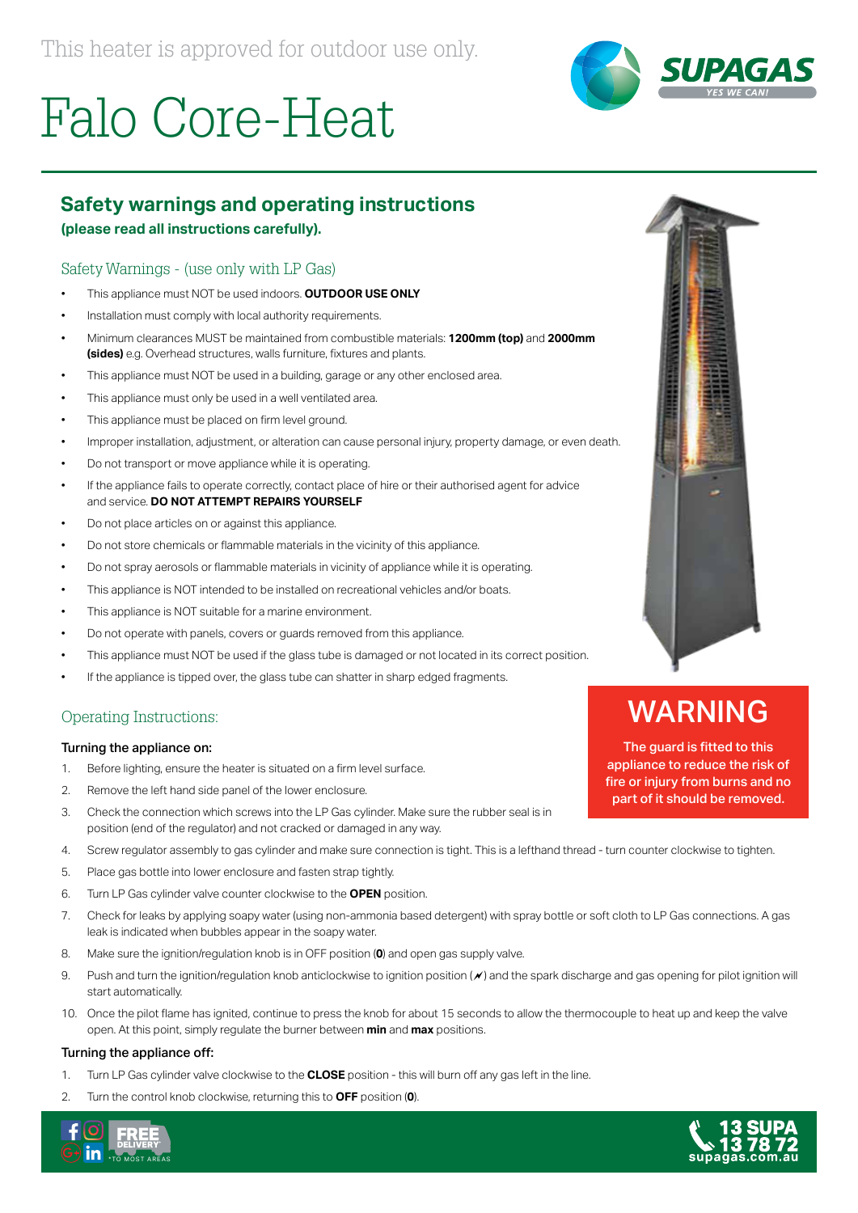This heater is approved for outdoor use only.

# Falo Core-Heat

## Safety warnings and operating instructions

**(please read all instructions carefully).**

### Safety Warnings - (use only with LP Gas)

- This appliance must NOT be used indoors. **OUTDOOR USE ONLY**
- Installation must comply with local authority requirements.
- Minimum clearances MUST be maintained from combustible materials: **1200mm (top)** and **2000mm (sides)** e.g. Overhead structures, walls furniture, fixtures and plants.
- This appliance must NOT be used in a building, garage or any other enclosed area.
- This appliance must only be used in a well ventilated area.
- This appliance must be placed on firm level ground.
- Improper installation, adjustment, or alteration can cause personal injury, property damage, or even death.
- Do not transport or move appliance while it is operating.
- If the appliance fails to operate correctly, contact place of hire or their authorised agent for advice and service. **DO NOT ATTEMPT REPAIRS YOURSELF**
- Do not place articles on or against this appliance.
- Do not store chemicals or flammable materials in the vicinity of this appliance.
- Do not spray aerosols or flammable materials in vicinity of appliance while it is operating.
- This appliance is NOT intended to be installed on recreational vehicles and/or boats.
- This appliance is NOT suitable for a marine environment.
- Do not operate with panels, covers or guards removed from this appliance.
- This appliance must NOT be used if the glass tube is damaged or not located in its correct position.
- If the appliance is tipped over, the glass tube can shatter in sharp edged fragments.

## WARNING

**The guard is fitted to this appliance to reduce the risk of fire or injury from burns and no part of it should be removed.**

### Operating Instructions:

**Turning the appliance on:**

1. Before lighting, ensure the heater is situated on a firm level surface.
2. Remove the left hand side panel of the lower enclosure.
3. Check the connection which screws into the LP Gas cylinder. Make sure the rubber seal is in position (end of the regulator) and not cracked or damaged in any way.
4. Screw regulator assembly to gas cylinder and make sure connection is tight. This is a lefthand thread - turn counter clockwise to tighten.
5. Place gas bottle into lower enclosure and fasten strap tightly.
6. Turn LP Gas cylinder valve counter clockwise to the **OPEN** position.
7. Check for leaks by applying soapy water (using non-ammonia based detergent) with spray bottle or soft cloth to LP Gas connections. A gas leak is indicated when bubbles appear in the soapy water.
8. Make sure the ignition/regulation knob is in OFF position (**0**) and open gas supply valve.
9. Push and turn the ignition/regulation knob anticlockwise to ignition position (⚡) and the spark discharge and gas opening for pilot ignition will start automatically.
10. Once the pilot flame has ignited, continue to press the knob for about 15 seconds to allow the thermocouple to heat up and keep the valve open. At this point, simply regulate the burner between **min** and **max** positions.

**Turning the appliance off:**

1. Turn LP Gas cylinder valve clockwise to the **CLOSE** position - this will burn off any gas left in the line.
2. Turn the control knob clockwise, returning this to **OFF** position (**0**).

FREE DELIVERY* *TO MOST AREAS

13 SUPA 13 78 72 supagas.com.au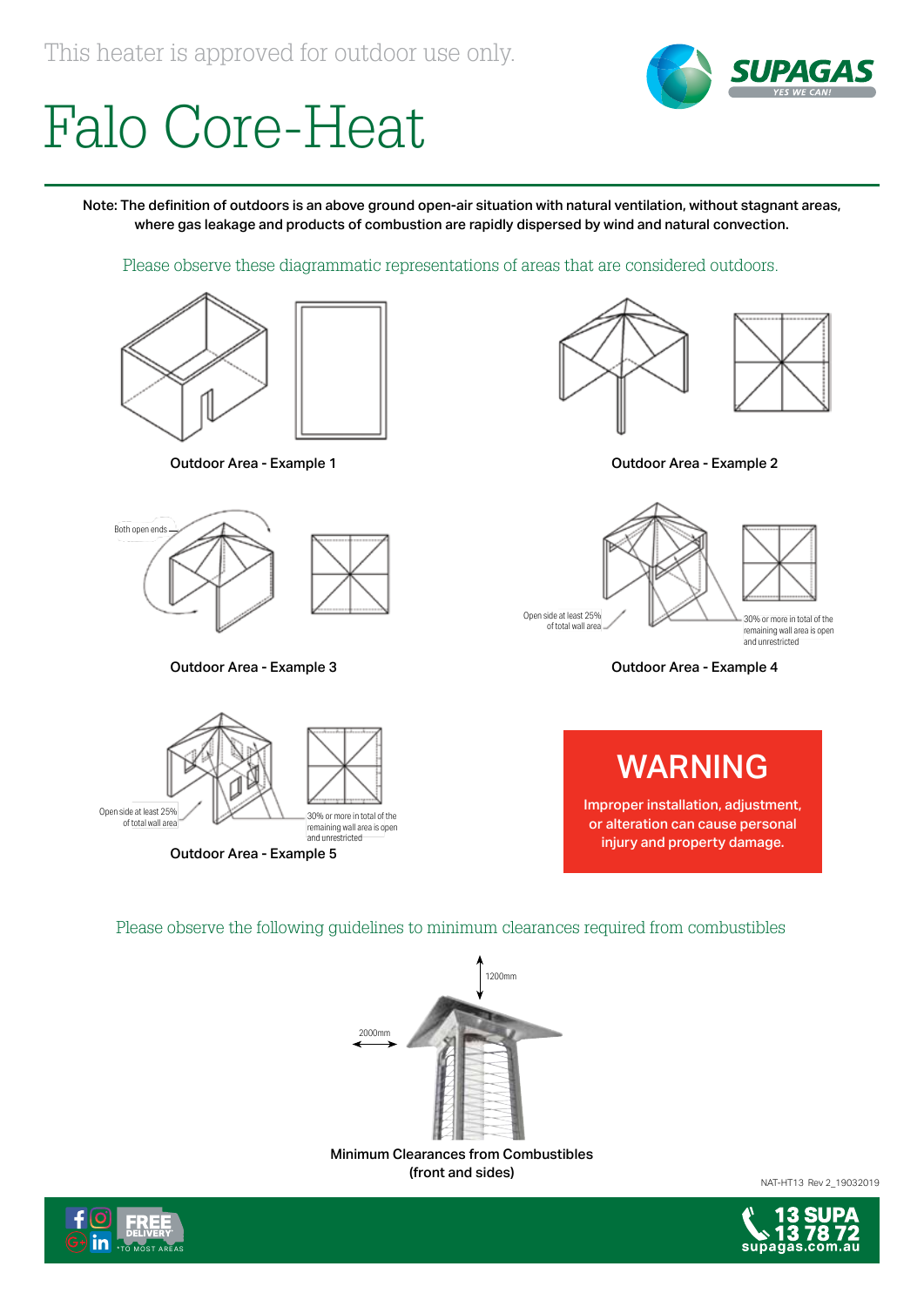This heater is approved for outdoor use only.

# Falo Core-Heat

**Note: The definition of outdoors is an above ground open-air situation with natural ventilation, without stagnant areas, where gas leakage and products of combustion are rapidly dispersed by wind and natural convection.**

Please observe these diagrammatic representations of areas that are considered outdoors.

**Outdoor Area - Example 1**

**Outdoor Area - Example 2**

Both open ends

**Outdoor Area - Example 3**

Open side at least 25% of total wall area

30% or more in total of the remaining wall area is open and unrestricted

**Outdoor Area - Example 4**

Open side at least 25% of total wall area

30% or more in total of the remaining wall area is open and unrestricted

**Outdoor Area - Example 5**

## WARNING

Improper installation, adjustment, or alteration can cause personal injury and property damage.

Please observe the following guidelines to minimum clearances required from combustibles

1200mm

2000mm

**Minimum Clearances from Combustibles (front and sides)**

NAT-HT13 Rev 2_19032019

FREE DELIVERY* *TO MOST AREAS

13 SUPA
13 78 72
supagas.com.au